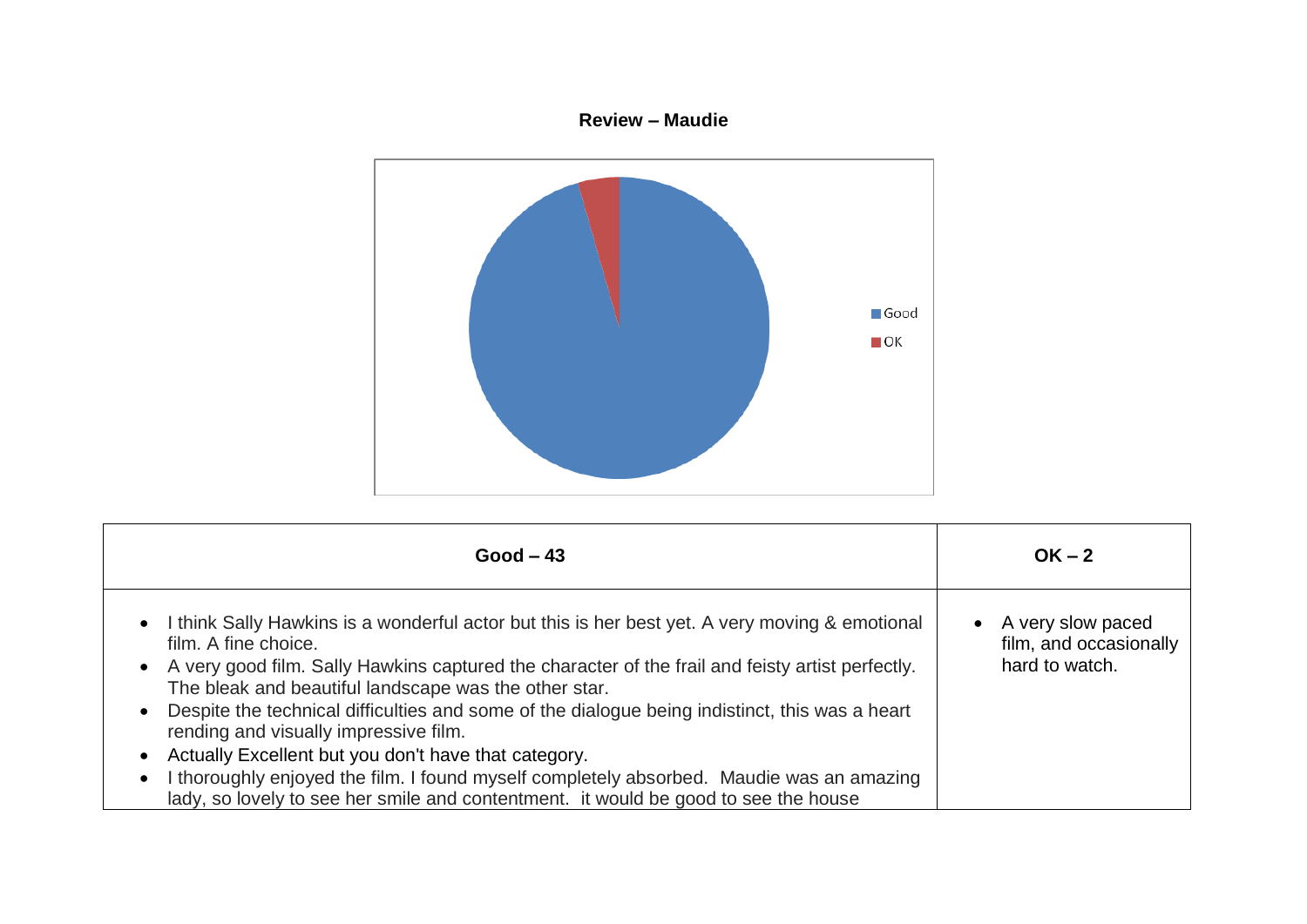**Review – Maudie**

| Good – 43 | OK – 2 |
|---|---|
| • I think Sally Hawkins is a wonderful actor but this is her best yet. A very moving & emotional film. A fine choice.<br>• A very good film. Sally Hawkins captured the character of the frail and feisty artist perfectly. The bleak and beautiful landscape was the other star.<br>• Despite the technical difficulties and some of the dialogue being indistinct, this was a heart rending and visually impressive film.<br>• Actually Excellent but you don't have that category.<br>• I thoroughly enjoyed the film. I found myself completely absorbed. Maudie was an amazing lady, so lovely to see her smile and contentment. it would be good to see the house | • A very slow paced film, and occasionally hard to watch. |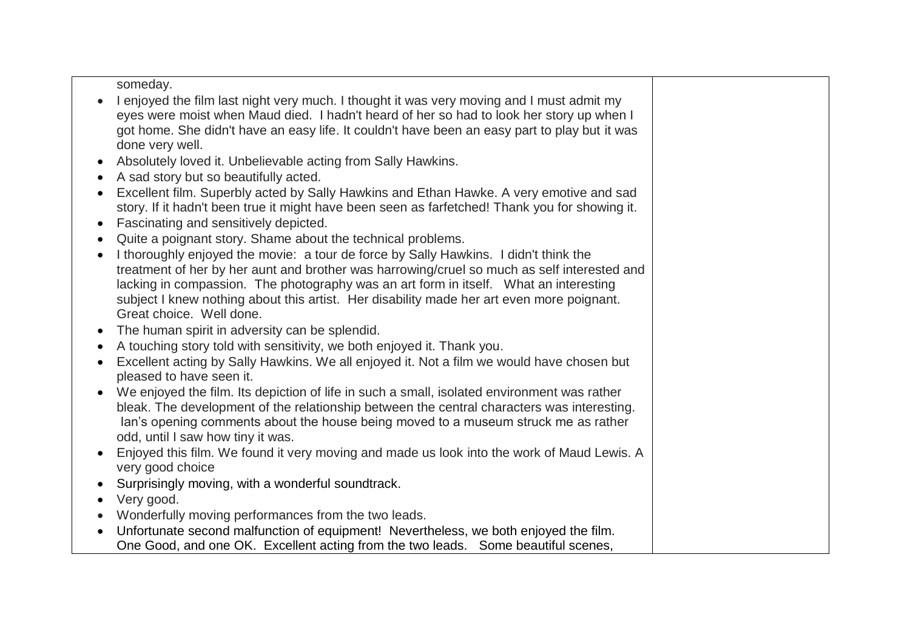| | |
|---|---|
| someday.<br>• I enjoyed the film last night very much. I thought it was very moving and I must admit my eyes were moist when Maud died. I hadn't heard of her so had to look her story up when I got home. She didn't have an easy life. It couldn't have been an easy part to play but it was done very well.<br>• Absolutely loved it. Unbelievable acting from Sally Hawkins.<br>• A sad story but so beautifully acted.<br>• Excellent film. Superbly acted by Sally Hawkins and Ethan Hawke. A very emotive and sad story. If it hadn't been true it might have been seen as farfetched! Thank you for showing it.<br>• Fascinating and sensitively depicted.<br>• Quite a poignant story. Shame about the technical problems.<br>• I thoroughly enjoyed the movie: a tour de force by Sally Hawkins. I didn't think the treatment of her by her aunt and brother was harrowing/cruel so much as self interested and lacking in compassion. The photography was an art form in itself. What an interesting subject I knew nothing about this artist. Her disability made her art even more poignant. Great choice. Well done.<br>• The human spirit in adversity can be splendid.<br>• A touching story told with sensitivity, we both enjoyed it. Thank you.<br>• Excellent acting by Sally Hawkins. We all enjoyed it. Not a film we would have chosen but pleased to have seen it.<br>• We enjoyed the film. Its depiction of life in such a small, isolated environment was rather bleak. The development of the relationship between the central characters was interesting. Ian's opening comments about the house being moved to a museum struck me as rather odd, until I saw how tiny it was.<br>• Enjoyed this film. We found it very moving and made us look into the work of Maud Lewis. A very good choice<br>• Surprisingly moving, with a wonderful soundtrack.<br>• Very good.<br>• Wonderfully moving performances from the two leads.<br>• Unfortunate second malfunction of equipment! Nevertheless, we both enjoyed the film. One Good, and one OK. Excellent acting from the two leads. Some beautiful scenes, | |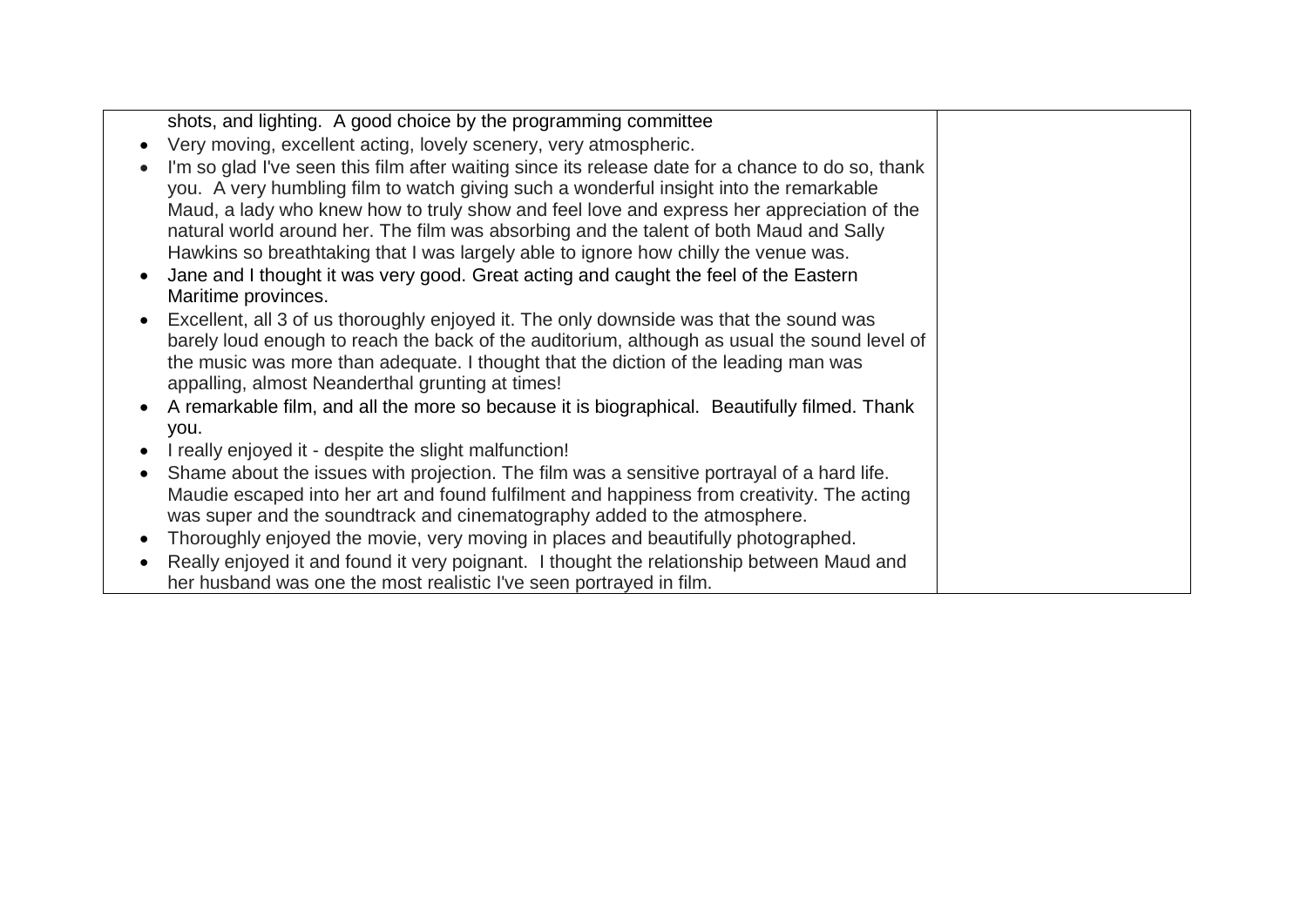shots, and lighting.  A good choice by the programming committee

- Very moving, excellent acting, lovely scenery, very atmospheric.
- I'm so glad I've seen this film after waiting since its release date for a chance to do so, thank you.  A very humbling film to watch giving such a wonderful insight into the remarkable Maud, a lady who knew how to truly show and feel love and express her appreciation of the natural world around her. The film was absorbing and the talent of both Maud and Sally Hawkins so breathtaking that I was largely able to ignore how chilly the venue was.
- Jane and I thought it was very good. Great acting and caught the feel of the Eastern Maritime provinces.
- Excellent, all 3 of us thoroughly enjoyed it. The only downside was that the sound was barely loud enough to reach the back of the auditorium, although as usual the sound level of the music was more than adequate. I thought that the diction of the leading man was appalling, almost Neanderthal grunting at times!
- A remarkable film, and all the more so because it is biographical.  Beautifully filmed. Thank you.
- I really enjoyed it - despite the slight malfunction!
- Shame about the issues with projection. The film was a sensitive portrayal of a hard life. Maudie escaped into her art and found fulfilment and happiness from creativity. The acting was super and the soundtrack and cinematography added to the atmosphere.
- Thoroughly enjoyed the movie, very moving in places and beautifully photographed.
- Really enjoyed it and found it very poignant.  I thought the relationship between Maud and her husband was one the most realistic I've seen portrayed in film.